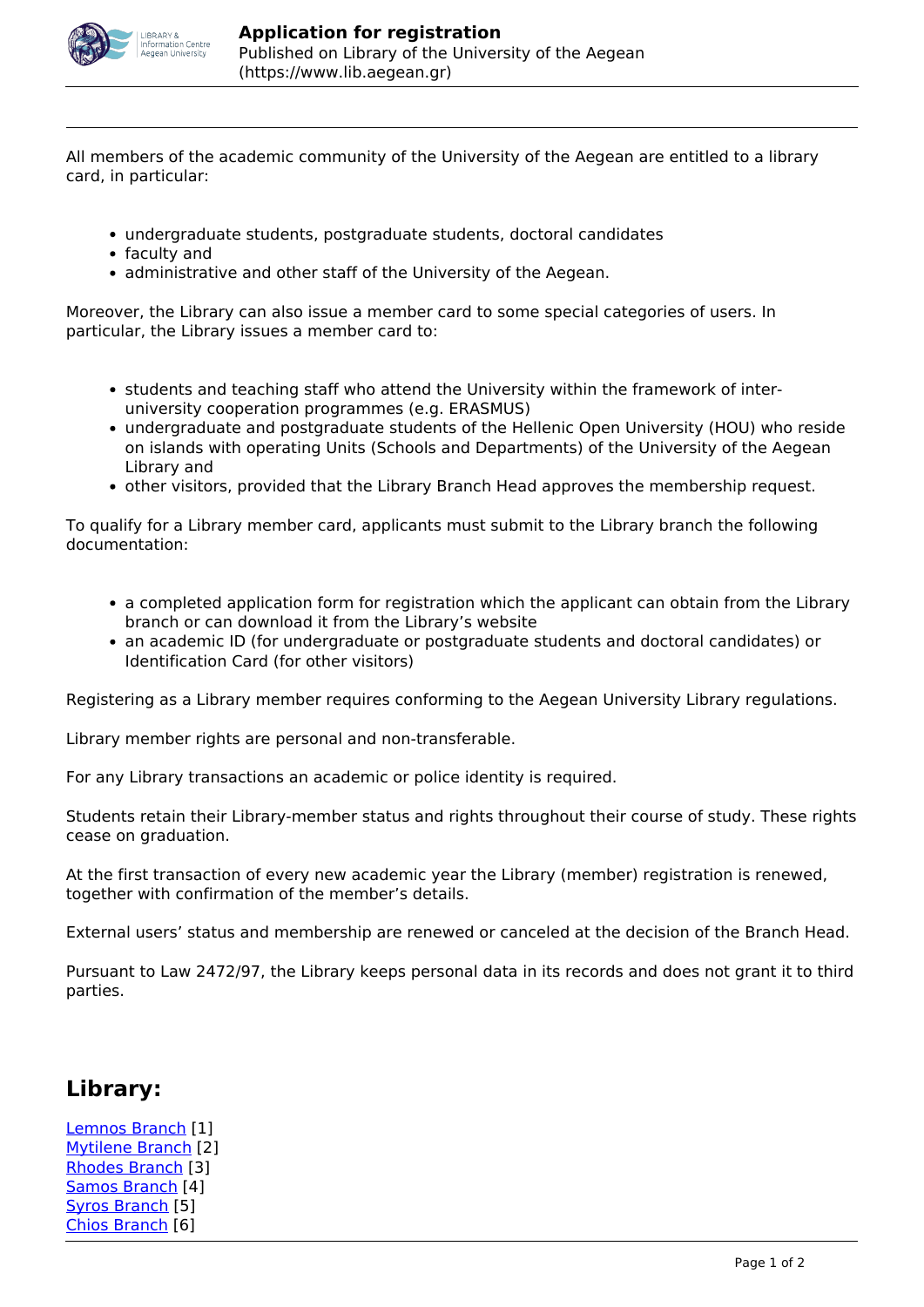All members of the academic community of the University of the Aegean are entitled to a library card, in particular:

- undergraduate students, postgraduate students, doctoral candidates
- faculty and
- administrative and other staff of the University of the Aegean.

Moreover, the Library can also issue a member card to some special categories of users. In particular, the Library issues a member card to:

- students and teaching staff who attend the University within the framework of inter-university cooperation programmes (e.g. ERASMUS)
- undergraduate and postgraduate students of the Hellenic Open University (HOU) who reside on islands with operating Units (Schools and Departments) of the University of the Aegean Library and
- other visitors, provided that the Library Branch Head approves the membership request.

To qualify for a Library member card, applicants must submit to the Library branch the following documentation:

- a completed application form for registration which the applicant can obtain from the Library branch or can download it from the Library's website
- an academic ID (for undergraduate or postgraduate students and doctoral candidates) or Identification Card (for other visitors)

Registering as a Library member requires conforming to the Aegean University Library regulations.

Library member rights are personal and non-transferable.

For any Library transactions an academic or police identity is required.

Students retain their Library-member status and rights throughout their course of study. These rights cease on graduation.

At the first transaction of every new academic year the Library (member) registration is renewed, together with confirmation of the member's details.

External users' status and membership are renewed or canceled at the decision of the Branch Head.

Pursuant to Law 2472/97, the Library keeps personal data in its records and does not grant it to third parties.

## Library:

Lemnos Branch [1]
Mytilene Branch [2]
Rhodes Branch [3]
Samos Branch [4]
Syros Branch [5]
Chios Branch [6]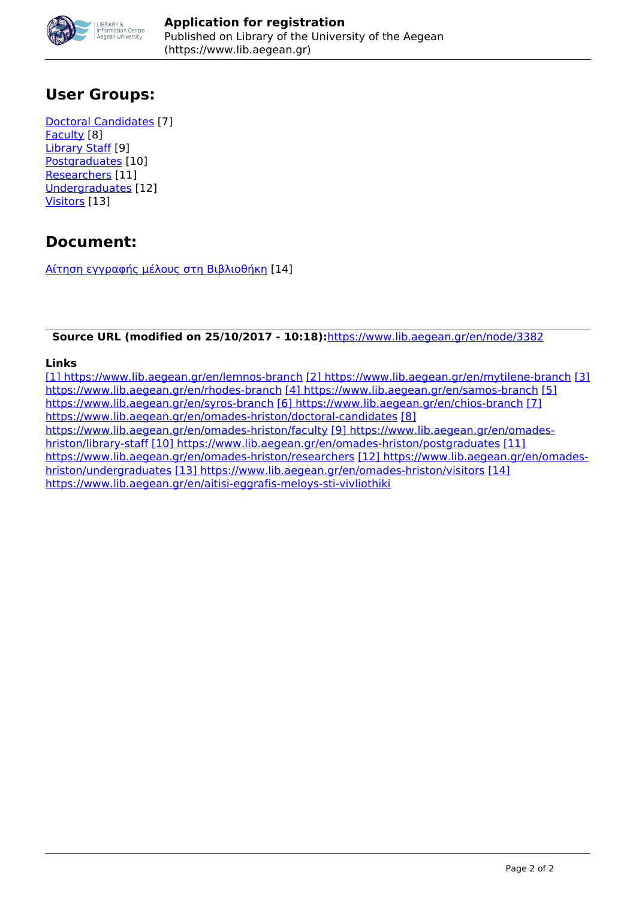## User Groups:

Doctoral Candidates [7]
Faculty [8]
Library Staff [9]
Postgraduates [10]
Researchers [11]
Undergraduates [12]
Visitors [13]

## Document:

Αίτηση εγγραφής μέλους στη Βιβλιοθήκη [14]

**Source URL (modified on 25/10/2017 - 10:18):**https://www.lib.aegean.gr/en/node/3382

**Links**
[1] https://www.lib.aegean.gr/en/lemnos-branch [2] https://www.lib.aegean.gr/en/mytilene-branch [3] https://www.lib.aegean.gr/en/rhodes-branch [4] https://www.lib.aegean.gr/en/samos-branch [5] https://www.lib.aegean.gr/en/syros-branch [6] https://www.lib.aegean.gr/en/chios-branch [7] https://www.lib.aegean.gr/en/omades-hriston/doctoral-candidates [8] https://www.lib.aegean.gr/en/omades-hriston/faculty [9] https://www.lib.aegean.gr/en/omades-hriston/library-staff [10] https://www.lib.aegean.gr/en/omades-hriston/postgraduates [11] https://www.lib.aegean.gr/en/omades-hriston/researchers [12] https://www.lib.aegean.gr/en/omades-hriston/undergraduates [13] https://www.lib.aegean.gr/en/omades-hriston/visitors [14] https://www.lib.aegean.gr/en/aitisi-eggrafis-meloys-sti-vivliothiki